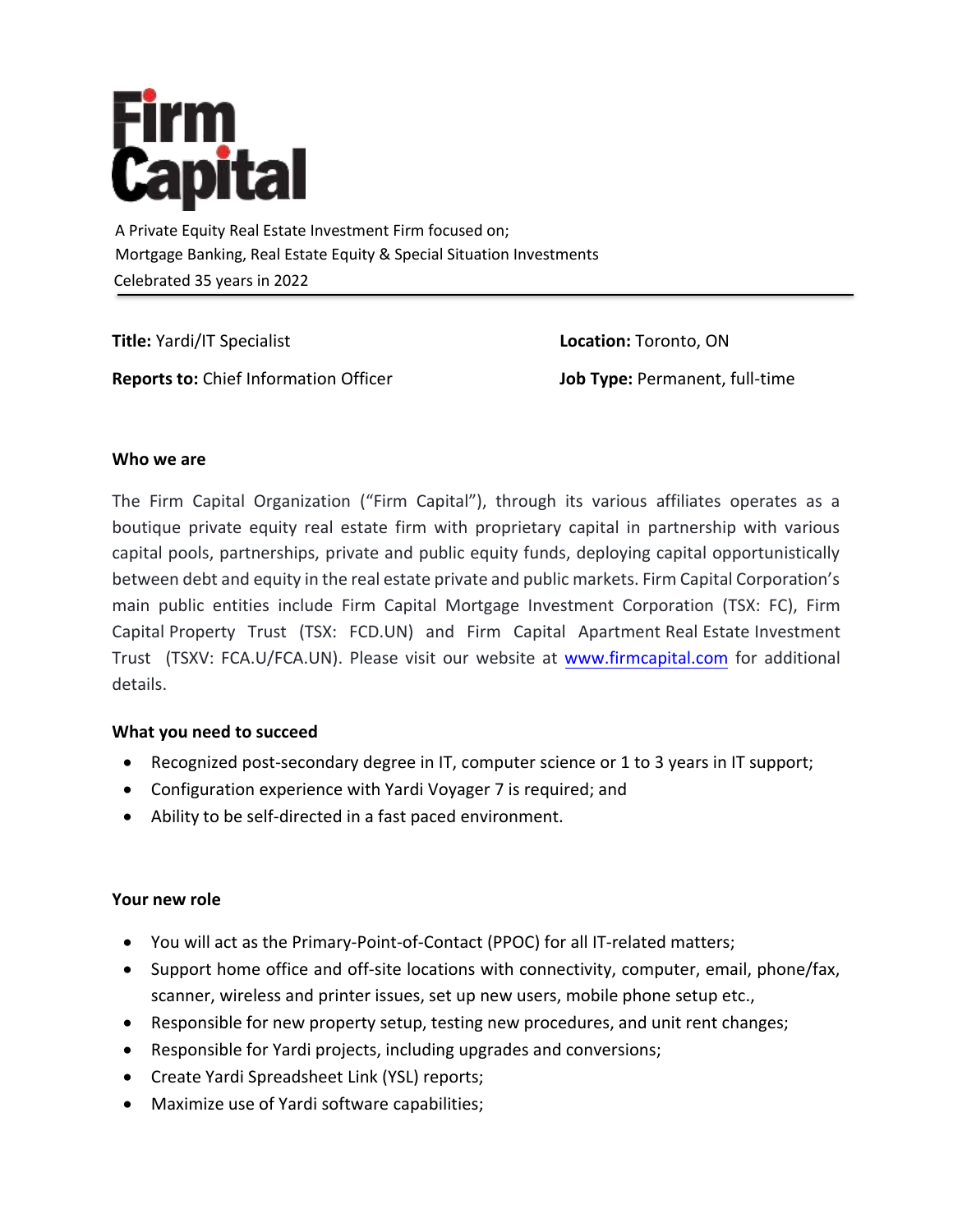# Firm Capital

A Private Equity Real Estate Investment Firm focused on;
Mortgage Banking, Real Estate Equity & Special Situation Investments
Celebrated 35 years in 2022

---

**Title:** Yardi/IT Specialist

**Location:** Toronto, ON

**Reports to:** Chief Information Officer

**Job Type:** Permanent, full-time

### Who we are

The Firm Capital Organization ("Firm Capital"), through its various affiliates operates as a boutique private equity real estate firm with proprietary capital in partnership with various capital pools, partnerships, private and public equity funds, deploying capital opportunistically between debt and equity in the real estate private and public markets. Firm Capital Corporation's main public entities include Firm Capital Mortgage Investment Corporation (TSX: FC), Firm Capital Property Trust (TSX: FCD.UN) and Firm Capital Apartment Real Estate Investment Trust (TSXV: FCA.U/FCA.UN). Please visit our website at www.firmcapital.com for additional details.

### What you need to succeed

- Recognized post-secondary degree in IT, computer science or 1 to 3 years in IT support;
- Configuration experience with Yardi Voyager 7 is required; and
- Ability to be self-directed in a fast paced environment.

### Your new role

- You will act as the Primary-Point-of-Contact (PPOC) for all IT-related matters;
- Support home office and off-site locations with connectivity, computer, email, phone/fax, scanner, wireless and printer issues, set up new users, mobile phone setup etc.,
- Responsible for new property setup, testing new procedures, and unit rent changes;
- Responsible for Yardi projects, including upgrades and conversions;
- Create Yardi Spreadsheet Link (YSL) reports;
- Maximize use of Yardi software capabilities;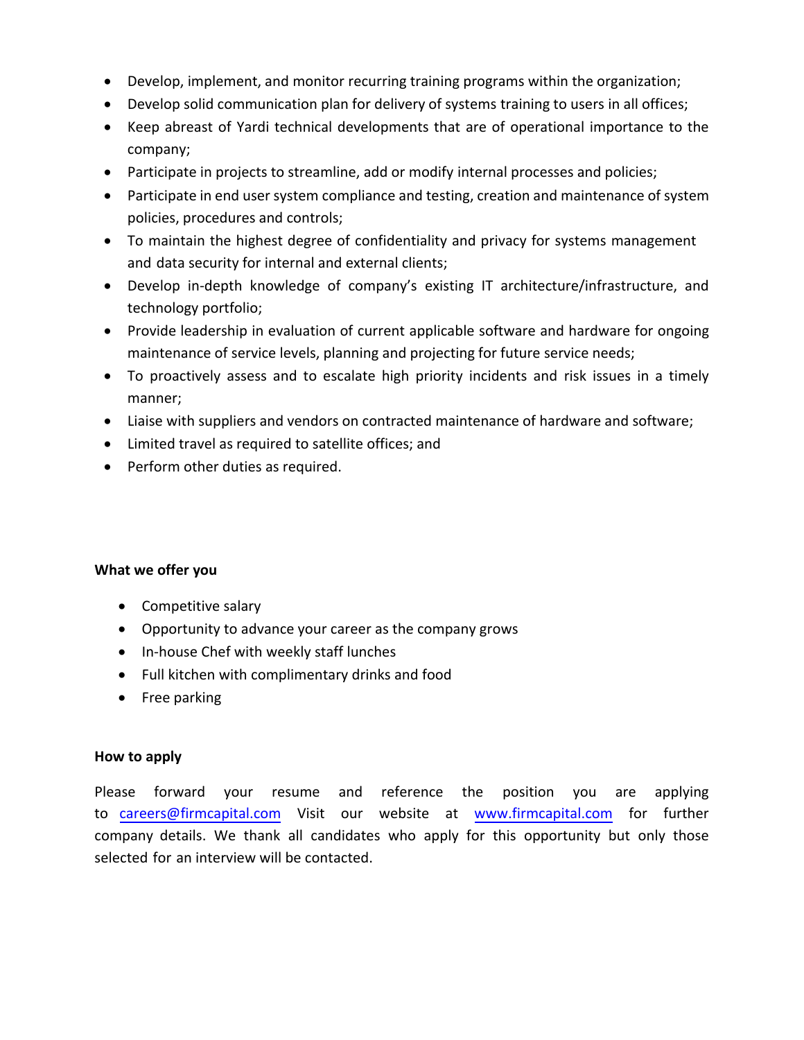- Develop, implement, and monitor recurring training programs within the organization;
- Develop solid communication plan for delivery of systems training to users in all offices;
- Keep abreast of Yardi technical developments that are of operational importance to the company;
- Participate in projects to streamline, add or modify internal processes and policies;
- Participate in end user system compliance and testing, creation and maintenance of system policies, procedures and controls;
- To maintain the highest degree of confidentiality and privacy for systems management and data security for internal and external clients;
- Develop in-depth knowledge of company's existing IT architecture/infrastructure, and technology portfolio;
- Provide leadership in evaluation of current applicable software and hardware for ongoing maintenance of service levels, planning and projecting for future service needs;
- To proactively assess and to escalate high priority incidents and risk issues in a timely manner;
- Liaise with suppliers and vendors on contracted maintenance of hardware and software;
- Limited travel as required to satellite offices; and
- Perform other duties as required.

**What we offer you**

- Competitive salary
- Opportunity to advance your career as the company grows
- In-house Chef with weekly staff lunches
- Full kitchen with complimentary drinks and food
- Free parking

**How to apply**

Please forward your resume and reference the position you are applying to careers@firmcapital.com Visit our website at www.firmcapital.com for further company details. We thank all candidates who apply for this opportunity but only those selected for an interview will be contacted.